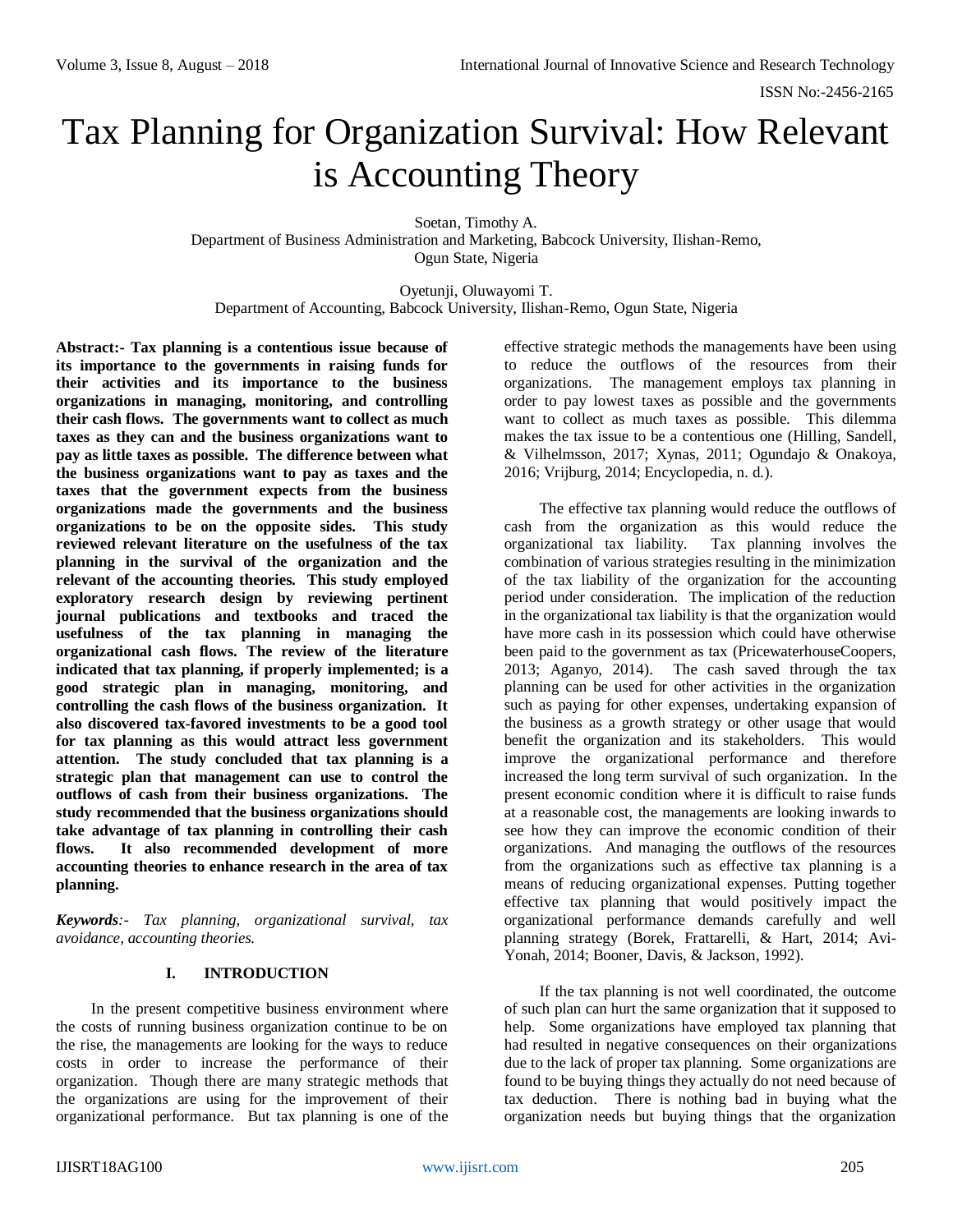# Tax Planning for Organization Survival: How Relevant is Accounting Theory

Soetan, Timothy A.
Department of Business Administration and Marketing, Babcock University, Ilishan-Remo, Ogun State, Nigeria

Oyetunji, Oluwayomi T.
Department of Accounting, Babcock University, Ilishan-Remo, Ogun State, Nigeria

**Abstract:- Tax planning is a contentious issue because of its importance to the governments in raising funds for their activities and its importance to the business organizations in managing, monitoring, and controlling their cash flows. The governments want to collect as much taxes as they can and the business organizations want to pay as little taxes as possible. The difference between what the business organizations want to pay as taxes and the taxes that the government expects from the business organizations made the governments and the business organizations to be on the opposite sides. This study reviewed relevant literature on the usefulness of the tax planning in the survival of the organization and the relevant of the accounting theories. This study employed exploratory research design by reviewing pertinent journal publications and textbooks and traced the usefulness of the tax planning in managing the organizational cash flows. The review of the literature indicated that tax planning, if properly implemented; is a good strategic plan in managing, monitoring, and controlling the cash flows of the business organization. It also discovered tax-favored investments to be a good tool for tax planning as this would attract less government attention. The study concluded that tax planning is a strategic plan that management can use to control the outflows of cash from their business organizations. The study recommended that the business organizations should take advantage of tax planning in controlling their cash flows. It also recommended development of more accounting theories to enhance research in the area of tax planning.**

***Keywords**:- Tax planning, organizational survival, tax avoidance, accounting theories.*

## I. INTRODUCTION

In the present competitive business environment where the costs of running business organization continue to be on the rise, the managements are looking for the ways to reduce costs in order to increase the performance of their organization. Though there are many strategic methods that the organizations are using for the improvement of their organizational performance. But tax planning is one of the effective strategic methods the managements have been using to reduce the outflows of the resources from their organizations. The management employs tax planning in order to pay lowest taxes as possible and the governments want to collect as much taxes as possible. This dilemma makes the tax issue to be a contentious one (Hilling, Sandell, & Vilhelmsson, 2017; Xynas, 2011; Ogundajo & Onakoya, 2016; Vrijburg, 2014; Encyclopedia, n. d.).

The effective tax planning would reduce the outflows of cash from the organization as this would reduce the organizational tax liability. Tax planning involves the combination of various strategies resulting in the minimization of the tax liability of the organization for the accounting period under consideration. The implication of the reduction in the organizational tax liability is that the organization would have more cash in its possession which could have otherwise been paid to the government as tax (PricewaterhouseCoopers, 2013; Aganyo, 2014). The cash saved through the tax planning can be used for other activities in the organization such as paying for other expenses, undertaking expansion of the business as a growth strategy or other usage that would benefit the organization and its stakeholders. This would improve the organizational performance and therefore increased the long term survival of such organization. In the present economic condition where it is difficult to raise funds at a reasonable cost, the managements are looking inwards to see how they can improve the economic condition of their organizations. And managing the outflows of the resources from the organizations such as effective tax planning is a means of reducing organizational expenses. Putting together effective tax planning that would positively impact the organizational performance demands carefully and well planning strategy (Borek, Frattarelli, & Hart, 2014; Avi-Yonah, 2014; Booner, Davis, & Jackson, 1992).

If the tax planning is not well coordinated, the outcome of such plan can hurt the same organization that it supposed to help. Some organizations have employed tax planning that had resulted in negative consequences on their organizations due to the lack of proper tax planning. Some organizations are found to be buying things they actually do not need because of tax deduction. There is nothing bad in buying what the organization needs but buying things that the organization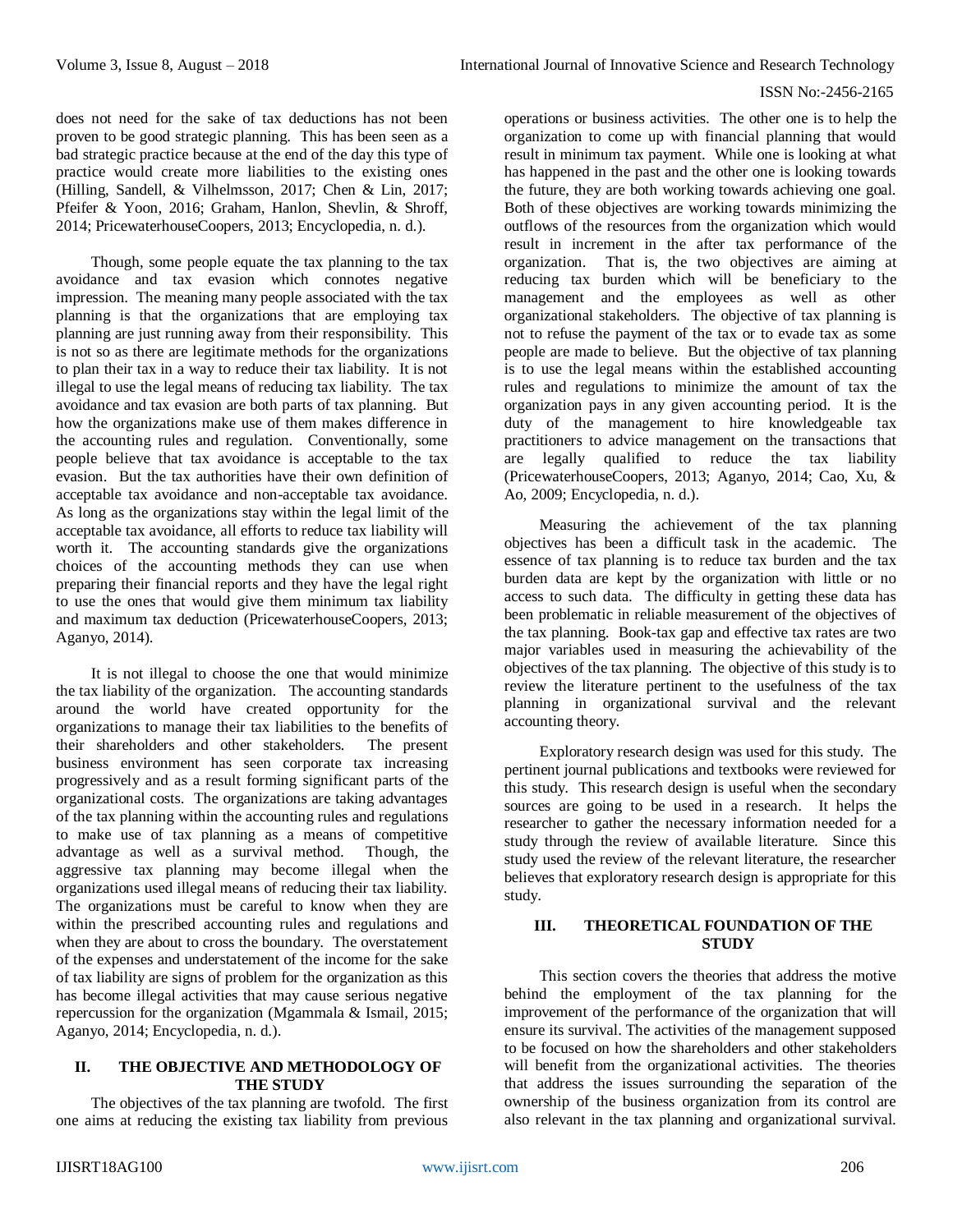does not need for the sake of tax deductions has not been proven to be good strategic planning. This has been seen as a bad strategic practice because at the end of the day this type of practice would create more liabilities to the existing ones (Hilling, Sandell, & Vilhelmsson, 2017; Chen & Lin, 2017; Pfeifer & Yoon, 2016; Graham, Hanlon, Shevlin, & Shroff, 2014; PricewaterhouseCoopers, 2013; Encyclopedia, n. d.).

Though, some people equate the tax planning to the tax avoidance and tax evasion which connotes negative impression. The meaning many people associated with the tax planning is that the organizations that are employing tax planning are just running away from their responsibility. This is not so as there are legitimate methods for the organizations to plan their tax in a way to reduce their tax liability. It is not illegal to use the legal means of reducing tax liability. The tax avoidance and tax evasion are both parts of tax planning. But how the organizations make use of them makes difference in the accounting rules and regulation. Conventionally, some people believe that tax avoidance is acceptable to the tax evasion. But the tax authorities have their own definition of acceptable tax avoidance and non-acceptable tax avoidance. As long as the organizations stay within the legal limit of the acceptable tax avoidance, all efforts to reduce tax liability will worth it. The accounting standards give the organizations choices of the accounting methods they can use when preparing their financial reports and they have the legal right to use the ones that would give them minimum tax liability and maximum tax deduction (PricewaterhouseCoopers, 2013; Aganyo, 2014).

It is not illegal to choose the one that would minimize the tax liability of the organization. The accounting standards around the world have created opportunity for the organizations to manage their tax liabilities to the benefits of their shareholders and other stakeholders. The present business environment has seen corporate tax increasing progressively and as a result forming significant parts of the organizational costs. The organizations are taking advantages of the tax planning within the accounting rules and regulations to make use of tax planning as a means of competitive advantage as well as a survival method. Though, the aggressive tax planning may become illegal when the organizations used illegal means of reducing their tax liability. The organizations must be careful to know when they are within the prescribed accounting rules and regulations and when they are about to cross the boundary. The overstatement of the expenses and understatement of the income for the sake of tax liability are signs of problem for the organization as this has become illegal activities that may cause serious negative repercussion for the organization (Mgammala & Ismail, 2015; Aganyo, 2014; Encyclopedia, n. d.).

## II. THE OBJECTIVE AND METHODOLOGY OF THE STUDY

The objectives of the tax planning are twofold. The first one aims at reducing the existing tax liability from previous operations or business activities. The other one is to help the organization to come up with financial planning that would result in minimum tax payment. While one is looking at what has happened in the past and the other one is looking towards the future, they are both working towards achieving one goal. Both of these objectives are working towards minimizing the outflows of the resources from the organization which would result in increment in the after tax performance of the organization. That is, the two objectives are aiming at reducing tax burden which will be beneficiary to the management and the employees as well as other organizational stakeholders. The objective of tax planning is not to refuse the payment of the tax or to evade tax as some people are made to believe. But the objective of tax planning is to use the legal means within the established accounting rules and regulations to minimize the amount of tax the organization pays in any given accounting period. It is the duty of the management to hire knowledgeable tax practitioners to advice management on the transactions that are legally qualified to reduce the tax liability (PricewaterhouseCoopers, 2013; Aganyo, 2014; Cao, Xu, & Ao, 2009; Encyclopedia, n. d.).

Measuring the achievement of the tax planning objectives has been a difficult task in the academic. The essence of tax planning is to reduce tax burden and the tax burden data are kept by the organization with little or no access to such data. The difficulty in getting these data has been problematic in reliable measurement of the objectives of the tax planning. Book-tax gap and effective tax rates are two major variables used in measuring the achievability of the objectives of the tax planning. The objective of this study is to review the literature pertinent to the usefulness of the tax planning in organizational survival and the relevant accounting theory.

Exploratory research design was used for this study. The pertinent journal publications and textbooks were reviewed for this study. This research design is useful when the secondary sources are going to be used in a research. It helps the researcher to gather the necessary information needed for a study through the review of available literature. Since this study used the review of the relevant literature, the researcher believes that exploratory research design is appropriate for this study.

## III. THEORETICAL FOUNDATION OF THE STUDY

This section covers the theories that address the motive behind the employment of the tax planning for the improvement of the performance of the organization that will ensure its survival. The activities of the management supposed to be focused on how the shareholders and other stakeholders will benefit from the organizational activities. The theories that address the issues surrounding the separation of the ownership of the business organization from its control are also relevant in the tax planning and organizational survival.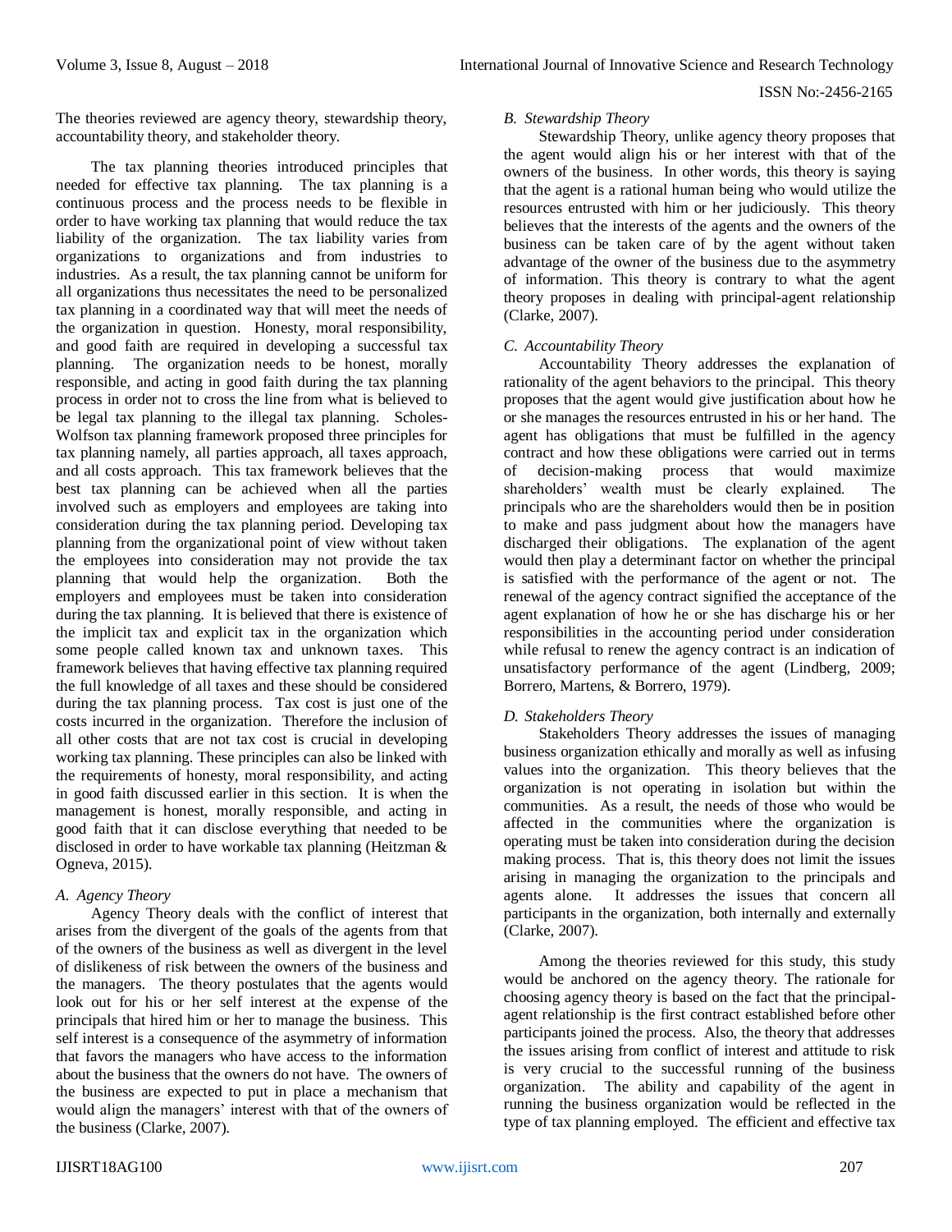The theories reviewed are agency theory, stewardship theory, accountability theory, and stakeholder theory.

The tax planning theories introduced principles that needed for effective tax planning. The tax planning is a continuous process and the process needs to be flexible in order to have working tax planning that would reduce the tax liability of the organization. The tax liability varies from organizations to organizations and from industries to industries. As a result, the tax planning cannot be uniform for all organizations thus necessitates the need to be personalized tax planning in a coordinated way that will meet the needs of the organization in question. Honesty, moral responsibility, and good faith are required in developing a successful tax planning. The organization needs to be honest, morally responsible, and acting in good faith during the tax planning process in order not to cross the line from what is believed to be legal tax planning to the illegal tax planning. Scholes-Wolfson tax planning framework proposed three principles for tax planning namely, all parties approach, all taxes approach, and all costs approach. This tax framework believes that the best tax planning can be achieved when all the parties involved such as employers and employees are taking into consideration during the tax planning period. Developing tax planning from the organizational point of view without taken the employees into consideration may not provide the tax planning that would help the organization. Both the employers and employees must be taken into consideration during the tax planning. It is believed that there is existence of the implicit tax and explicit tax in the organization which some people called known tax and unknown taxes. This framework believes that having effective tax planning required the full knowledge of all taxes and these should be considered during the tax planning process. Tax cost is just one of the costs incurred in the organization. Therefore the inclusion of all other costs that are not tax cost is crucial in developing working tax planning. These principles can also be linked with the requirements of honesty, moral responsibility, and acting in good faith discussed earlier in this section. It is when the management is honest, morally responsible, and acting in good faith that it can disclose everything that needed to be disclosed in order to have workable tax planning (Heitzman & Ogneva, 2015).

### *A. Agency Theory*

Agency Theory deals with the conflict of interest that arises from the divergent of the goals of the agents from that of the owners of the business as well as divergent in the level of dislikeness of risk between the owners of the business and the managers. The theory postulates that the agents would look out for his or her self interest at the expense of the principals that hired him or her to manage the business. This self interest is a consequence of the asymmetry of information that favors the managers who have access to the information about the business that the owners do not have. The owners of the business are expected to put in place a mechanism that would align the managers' interest with that of the owners of the business (Clarke, 2007).

### *B. Stewardship Theory*

Stewardship Theory, unlike agency theory proposes that the agent would align his or her interest with that of the owners of the business. In other words, this theory is saying that the agent is a rational human being who would utilize the resources entrusted with him or her judiciously. This theory believes that the interests of the agents and the owners of the business can be taken care of by the agent without taken advantage of the owner of the business due to the asymmetry of information. This theory is contrary to what the agent theory proposes in dealing with principal-agent relationship (Clarke, 2007).

### *C. Accountability Theory*

Accountability Theory addresses the explanation of rationality of the agent behaviors to the principal. This theory proposes that the agent would give justification about how he or she manages the resources entrusted in his or her hand. The agent has obligations that must be fulfilled in the agency contract and how these obligations were carried out in terms of decision-making process that would maximize shareholders' wealth must be clearly explained. The principals who are the shareholders would then be in position to make and pass judgment about how the managers have discharged their obligations. The explanation of the agent would then play a determinant factor on whether the principal is satisfied with the performance of the agent or not. The renewal of the agency contract signified the acceptance of the agent explanation of how he or she has discharge his or her responsibilities in the accounting period under consideration while refusal to renew the agency contract is an indication of unsatisfactory performance of the agent (Lindberg, 2009; Borrero, Martens, & Borrero, 1979).

### *D. Stakeholders Theory*

Stakeholders Theory addresses the issues of managing business organization ethically and morally as well as infusing values into the organization. This theory believes that the organization is not operating in isolation but within the communities. As a result, the needs of those who would be affected in the communities where the organization is operating must be taken into consideration during the decision making process. That is, this theory does not limit the issues arising in managing the organization to the principals and agents alone. It addresses the issues that concern all participants in the organization, both internally and externally (Clarke, 2007).

Among the theories reviewed for this study, this study would be anchored on the agency theory. The rationale for choosing agency theory is based on the fact that the principal-agent relationship is the first contract established before other participants joined the process. Also, the theory that addresses the issues arising from conflict of interest and attitude to risk is very crucial to the successful running of the business organization. The ability and capability of the agent in running the business organization would be reflected in the type of tax planning employed. The efficient and effective tax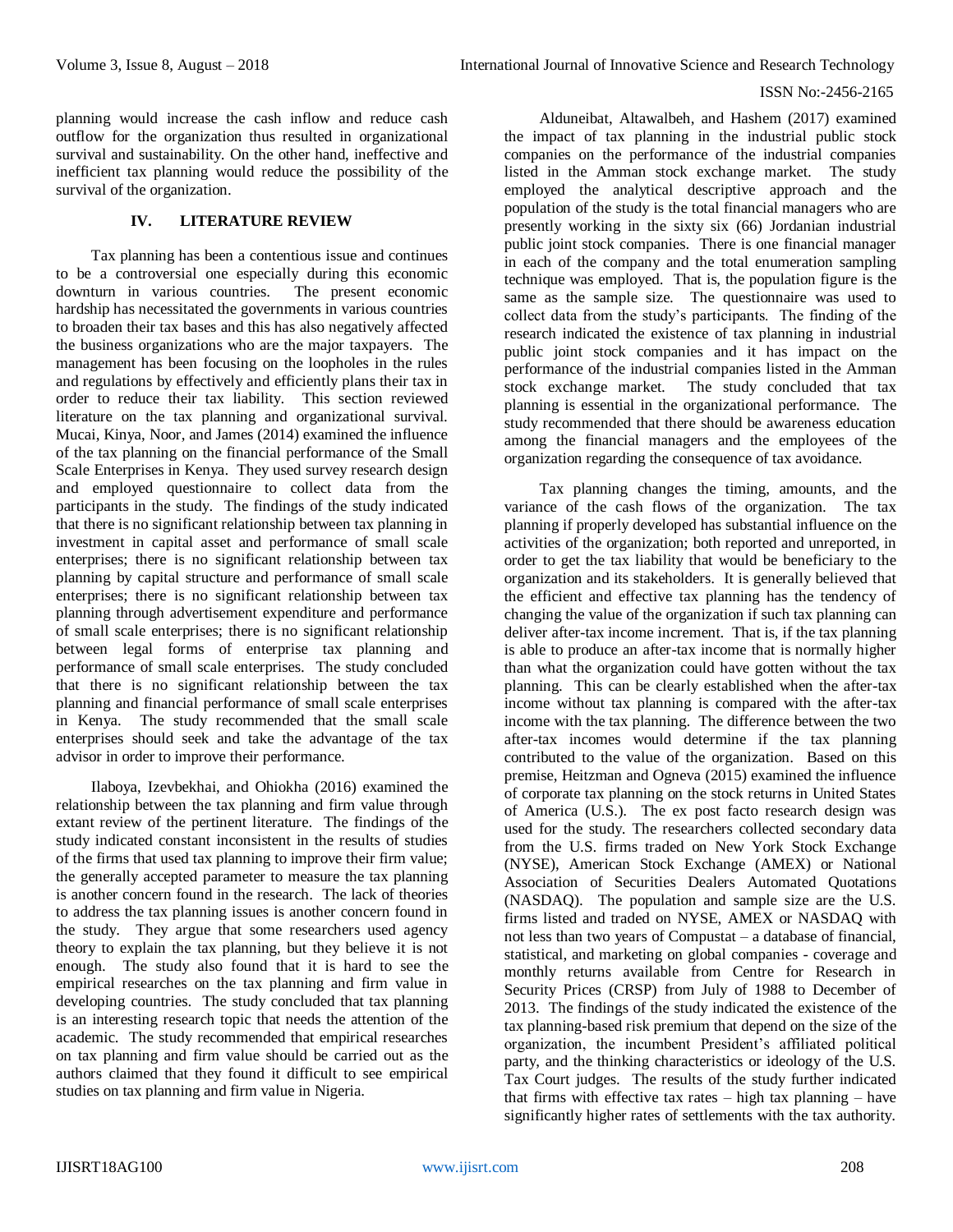planning would increase the cash inflow and reduce cash outflow for the organization thus resulted in organizational survival and sustainability. On the other hand, ineffective and inefficient tax planning would reduce the possibility of the survival of the organization.

## IV. LITERATURE REVIEW

Tax planning has been a contentious issue and continues to be a controversial one especially during this economic downturn in various countries. The present economic hardship has necessitated the governments in various countries to broaden their tax bases and this has also negatively affected the business organizations who are the major taxpayers. The management has been focusing on the loopholes in the rules and regulations by effectively and efficiently plans their tax in order to reduce their tax liability. This section reviewed literature on the tax planning and organizational survival. Mucai, Kinya, Noor, and James (2014) examined the influence of the tax planning on the financial performance of the Small Scale Enterprises in Kenya. They used survey research design and employed questionnaire to collect data from the participants in the study. The findings of the study indicated that there is no significant relationship between tax planning in investment in capital asset and performance of small scale enterprises; there is no significant relationship between tax planning by capital structure and performance of small scale enterprises; there is no significant relationship between tax planning through advertisement expenditure and performance of small scale enterprises; there is no significant relationship between legal forms of enterprise tax planning and performance of small scale enterprises. The study concluded that there is no significant relationship between the tax planning and financial performance of small scale enterprises in Kenya. The study recommended that the small scale enterprises should seek and take the advantage of the tax advisor in order to improve their performance.

Ilaboya, Izevbekhai, and Ohiokha (2016) examined the relationship between the tax planning and firm value through extant review of the pertinent literature. The findings of the study indicated constant inconsistent in the results of studies of the firms that used tax planning to improve their firm value; the generally accepted parameter to measure the tax planning is another concern found in the research. The lack of theories to address the tax planning issues is another concern found in the study. They argue that some researchers used agency theory to explain the tax planning, but they believe it is not enough. The study also found that it is hard to see the empirical researches on the tax planning and firm value in developing countries. The study concluded that tax planning is an interesting research topic that needs the attention of the academic. The study recommended that empirical researches on tax planning and firm value should be carried out as the authors claimed that they found it difficult to see empirical studies on tax planning and firm value in Nigeria.

Alduneibat, Altawalbeh, and Hashem (2017) examined the impact of tax planning in the industrial public stock companies on the performance of the industrial companies listed in the Amman stock exchange market. The study employed the analytical descriptive approach and the population of the study is the total financial managers who are presently working in the sixty six (66) Jordanian industrial public joint stock companies. There is one financial manager in each of the company and the total enumeration sampling technique was employed. That is, the population figure is the same as the sample size. The questionnaire was used to collect data from the study's participants. The finding of the research indicated the existence of tax planning in industrial public joint stock companies and it has impact on the performance of the industrial companies listed in the Amman stock exchange market. The study concluded that tax planning is essential in the organizational performance. The study recommended that there should be awareness education among the financial managers and the employees of the organization regarding the consequence of tax avoidance.

Tax planning changes the timing, amounts, and the variance of the cash flows of the organization. The tax planning if properly developed has substantial influence on the activities of the organization; both reported and unreported, in order to get the tax liability that would be beneficiary to the organization and its stakeholders. It is generally believed that the efficient and effective tax planning has the tendency of changing the value of the organization if such tax planning can deliver after-tax income increment. That is, if the tax planning is able to produce an after-tax income that is normally higher than what the organization could have gotten without the tax planning. This can be clearly established when the after-tax income without tax planning is compared with the after-tax income with the tax planning. The difference between the two after-tax incomes would determine if the tax planning contributed to the value of the organization. Based on this premise, Heitzman and Ogneva (2015) examined the influence of corporate tax planning on the stock returns in United States of America (U.S.). The ex post facto research design was used for the study. The researchers collected secondary data from the U.S. firms traded on New York Stock Exchange (NYSE), American Stock Exchange (AMEX) or National Association of Securities Dealers Automated Quotations (NASDAQ). The population and sample size are the U.S. firms listed and traded on NYSE, AMEX or NASDAQ with not less than two years of Compustat – a database of financial, statistical, and marketing on global companies - coverage and monthly returns available from Centre for Research in Security Prices (CRSP) from July of 1988 to December of 2013. The findings of the study indicated the existence of the tax planning-based risk premium that depend on the size of the organization, the incumbent President's affiliated political party, and the thinking characteristics or ideology of the U.S. Tax Court judges. The results of the study further indicated that firms with effective tax rates – high tax planning – have significantly higher rates of settlements with the tax authority.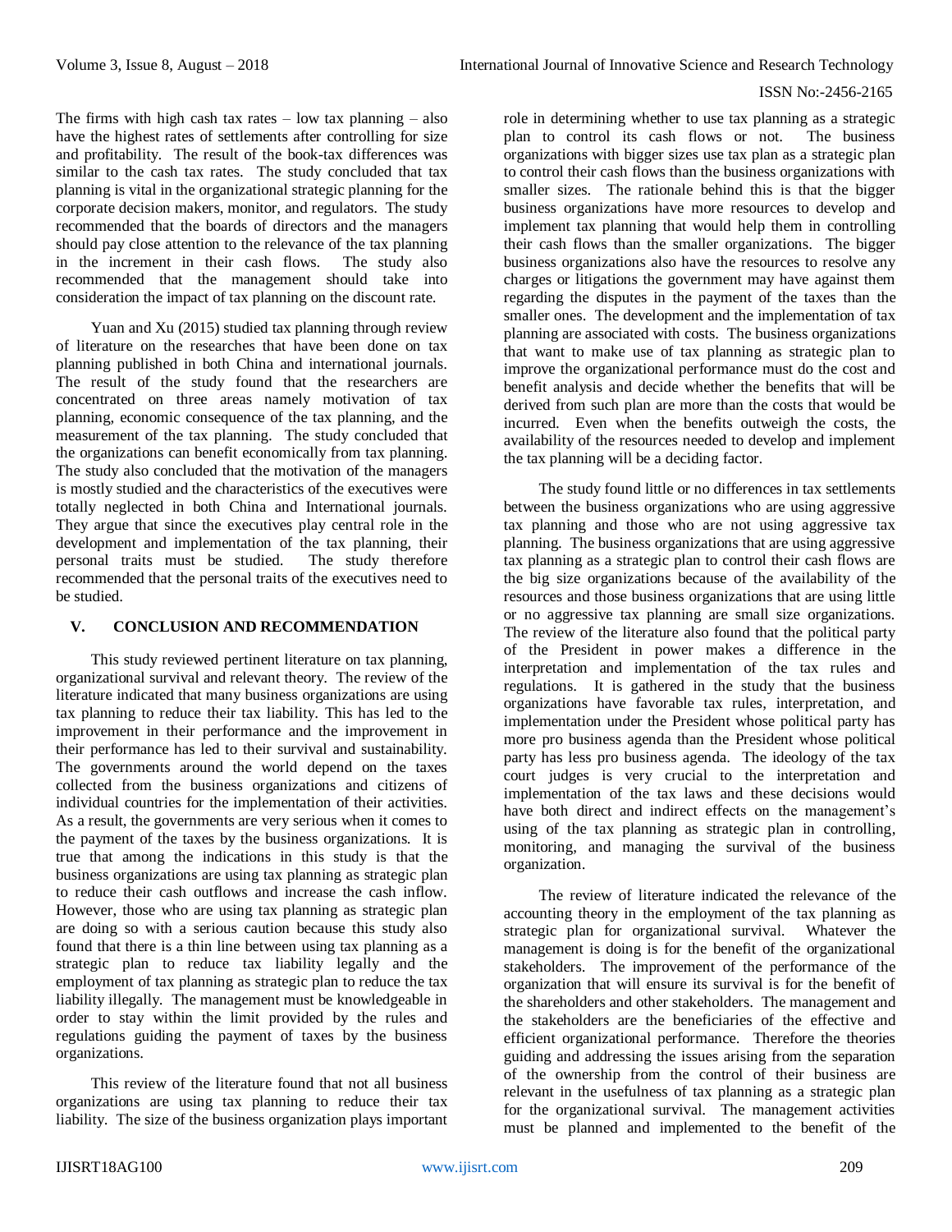The firms with high cash tax rates – low tax planning – also have the highest rates of settlements after controlling for size and profitability. The result of the book-tax differences was similar to the cash tax rates. The study concluded that tax planning is vital in the organizational strategic planning for the corporate decision makers, monitor, and regulators. The study recommended that the boards of directors and the managers should pay close attention to the relevance of the tax planning in the increment in their cash flows. The study also recommended that the management should take into consideration the impact of tax planning on the discount rate.

Yuan and Xu (2015) studied tax planning through review of literature on the researches that have been done on tax planning published in both China and international journals. The result of the study found that the researchers are concentrated on three areas namely motivation of tax planning, economic consequence of the tax planning, and the measurement of the tax planning. The study concluded that the organizations can benefit economically from tax planning. The study also concluded that the motivation of the managers is mostly studied and the characteristics of the executives were totally neglected in both China and International journals. They argue that since the executives play central role in the development and implementation of the tax planning, their personal traits must be studied. The study therefore recommended that the personal traits of the executives need to be studied.

## V. CONCLUSION AND RECOMMENDATION

This study reviewed pertinent literature on tax planning, organizational survival and relevant theory. The review of the literature indicated that many business organizations are using tax planning to reduce their tax liability. This has led to the improvement in their performance and the improvement in their performance has led to their survival and sustainability. The governments around the world depend on the taxes collected from the business organizations and citizens of individual countries for the implementation of their activities. As a result, the governments are very serious when it comes to the payment of the taxes by the business organizations. It is true that among the indications in this study is that the business organizations are using tax planning as strategic plan to reduce their cash outflows and increase the cash inflow. However, those who are using tax planning as strategic plan are doing so with a serious caution because this study also found that there is a thin line between using tax planning as a strategic plan to reduce tax liability legally and the employment of tax planning as strategic plan to reduce the tax liability illegally. The management must be knowledgeable in order to stay within the limit provided by the rules and regulations guiding the payment of taxes by the business organizations.

This review of the literature found that not all business organizations are using tax planning to reduce their tax liability. The size of the business organization plays important role in determining whether to use tax planning as a strategic plan to control its cash flows or not. The business organizations with bigger sizes use tax plan as a strategic plan to control their cash flows than the business organizations with smaller sizes. The rationale behind this is that the bigger business organizations have more resources to develop and implement tax planning that would help them in controlling their cash flows than the smaller organizations. The bigger business organizations also have the resources to resolve any charges or litigations the government may have against them regarding the disputes in the payment of the taxes than the smaller ones. The development and the implementation of tax planning are associated with costs. The business organizations that want to make use of tax planning as strategic plan to improve the organizational performance must do the cost and benefit analysis and decide whether the benefits that will be derived from such plan are more than the costs that would be incurred. Even when the benefits outweigh the costs, the availability of the resources needed to develop and implement the tax planning will be a deciding factor.

The study found little or no differences in tax settlements between the business organizations who are using aggressive tax planning and those who are not using aggressive tax planning. The business organizations that are using aggressive tax planning as a strategic plan to control their cash flows are the big size organizations because of the availability of the resources and those business organizations that are using little or no aggressive tax planning are small size organizations. The review of the literature also found that the political party of the President in power makes a difference in the interpretation and implementation of the tax rules and regulations. It is gathered in the study that the business organizations have favorable tax rules, interpretation, and implementation under the President whose political party has more pro business agenda than the President whose political party has less pro business agenda. The ideology of the tax court judges is very crucial to the interpretation and implementation of the tax laws and these decisions would have both direct and indirect effects on the management's using of the tax planning as strategic plan in controlling, monitoring, and managing the survival of the business organization.

The review of literature indicated the relevance of the accounting theory in the employment of the tax planning as strategic plan for organizational survival. Whatever the management is doing is for the benefit of the organizational stakeholders. The improvement of the performance of the organization that will ensure its survival is for the benefit of the shareholders and other stakeholders. The management and the stakeholders are the beneficiaries of the effective and efficient organizational performance. Therefore the theories guiding and addressing the issues arising from the separation of the ownership from the control of their business are relevant in the usefulness of tax planning as a strategic plan for the organizational survival. The management activities must be planned and implemented to the benefit of the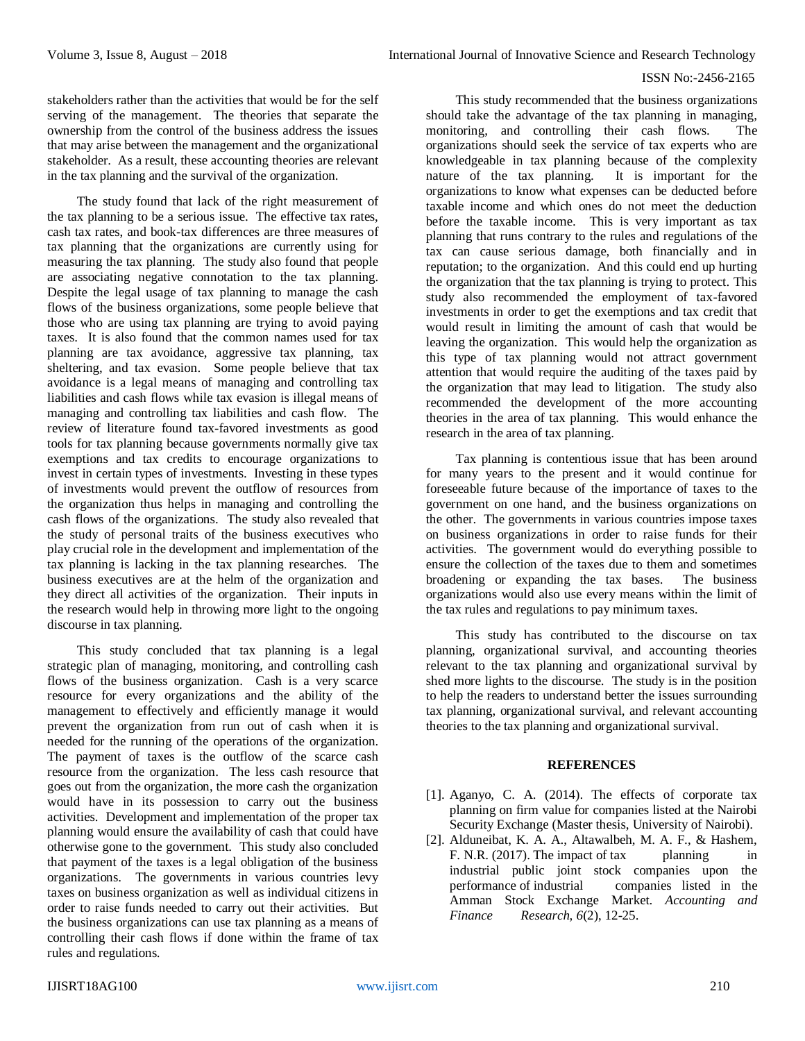stakeholders rather than the activities that would be for the self serving of the management. The theories that separate the ownership from the control of the business address the issues that may arise between the management and the organizational stakeholder. As a result, these accounting theories are relevant in the tax planning and the survival of the organization.

The study found that lack of the right measurement of the tax planning to be a serious issue. The effective tax rates, cash tax rates, and book-tax differences are three measures of tax planning that the organizations are currently using for measuring the tax planning. The study also found that people are associating negative connotation to the tax planning. Despite the legal usage of tax planning to manage the cash flows of the business organizations, some people believe that those who are using tax planning are trying to avoid paying taxes. It is also found that the common names used for tax planning are tax avoidance, aggressive tax planning, tax sheltering, and tax evasion. Some people believe that tax avoidance is a legal means of managing and controlling tax liabilities and cash flows while tax evasion is illegal means of managing and controlling tax liabilities and cash flow. The review of literature found tax-favored investments as good tools for tax planning because governments normally give tax exemptions and tax credits to encourage organizations to invest in certain types of investments. Investing in these types of investments would prevent the outflow of resources from the organization thus helps in managing and controlling the cash flows of the organizations. The study also revealed that the study of personal traits of the business executives who play crucial role in the development and implementation of the tax planning is lacking in the tax planning researches. The business executives are at the helm of the organization and they direct all activities of the organization. Their inputs in the research would help in throwing more light to the ongoing discourse in tax planning.

This study concluded that tax planning is a legal strategic plan of managing, monitoring, and controlling cash flows of the business organization. Cash is a very scarce resource for every organizations and the ability of the management to effectively and efficiently manage it would prevent the organization from run out of cash when it is needed for the running of the operations of the organization. The payment of taxes is the outflow of the scarce cash resource from the organization. The less cash resource that goes out from the organization, the more cash the organization would have in its possession to carry out the business activities. Development and implementation of the proper tax planning would ensure the availability of cash that could have otherwise gone to the government. This study also concluded that payment of the taxes is a legal obligation of the business organizations. The governments in various countries levy taxes on business organization as well as individual citizens in order to raise funds needed to carry out their activities. But the business organizations can use tax planning as a means of controlling their cash flows if done within the frame of tax rules and regulations.

This study recommended that the business organizations should take the advantage of the tax planning in managing, monitoring, and controlling their cash flows. The organizations should seek the service of tax experts who are knowledgeable in tax planning because of the complexity nature of the tax planning. It is important for the organizations to know what expenses can be deducted before taxable income and which ones do not meet the deduction before the taxable income. This is very important as tax planning that runs contrary to the rules and regulations of the tax can cause serious damage, both financially and in reputation; to the organization. And this could end up hurting the organization that the tax planning is trying to protect. This study also recommended the employment of tax-favored investments in order to get the exemptions and tax credit that would result in limiting the amount of cash that would be leaving the organization. This would help the organization as this type of tax planning would not attract government attention that would require the auditing of the taxes paid by the organization that may lead to litigation. The study also recommended the development of the more accounting theories in the area of tax planning. This would enhance the research in the area of tax planning.

Tax planning is contentious issue that has been around for many years to the present and it would continue for foreseeable future because of the importance of taxes to the government on one hand, and the business organizations on the other. The governments in various countries impose taxes on business organizations in order to raise funds for their activities. The government would do everything possible to ensure the collection of the taxes due to them and sometimes broadening or expanding the tax bases. The business organizations would also use every means within the limit of the tax rules and regulations to pay minimum taxes.

This study has contributed to the discourse on tax planning, organizational survival, and accounting theories relevant to the tax planning and organizational survival by shed more lights to the discourse. The study is in the position to help the readers to understand better the issues surrounding tax planning, organizational survival, and relevant accounting theories to the tax planning and organizational survival.

## REFERENCES

[1]. Aganyo, C. A. (2014). The effects of corporate tax planning on firm value for companies listed at the Nairobi Security Exchange (Master thesis, University of Nairobi).

[2]. Alduneibat, K. A. A., Altawalbeh, M. A. F., & Hashem, F. N.R. (2017). The impact of tax planning in industrial public joint stock companies upon the performance of industrial companies listed in the Amman Stock Exchange Market. *Accounting and Finance Research, 6*(2), 12-25.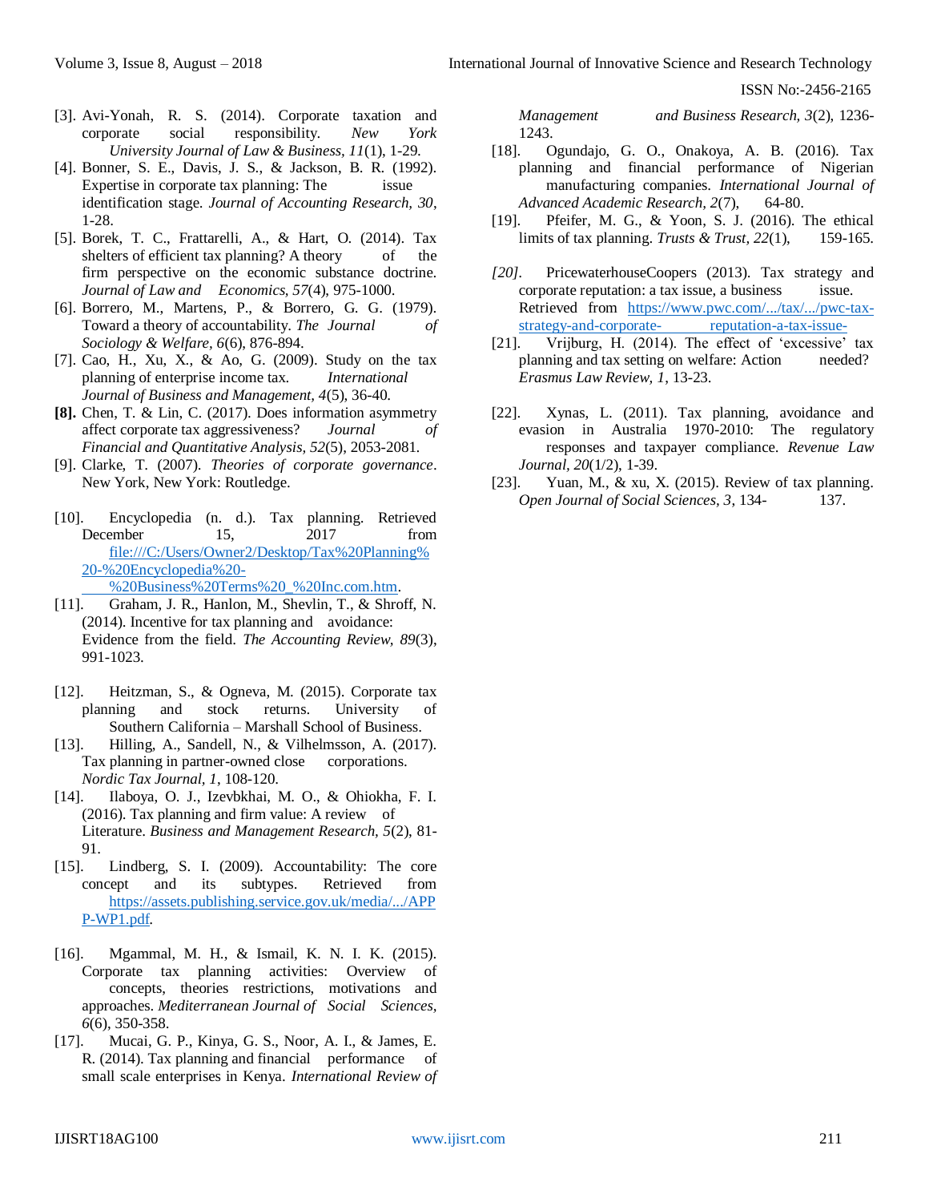[3]. Avi-Yonah, R. S. (2014). Corporate taxation and corporate social responsibility. *New York University Journal of Law & Business, 11*(1), 1-29.

[4]. Bonner, S. E., Davis, J. S., & Jackson, B. R. (1992). Expertise in corporate tax planning: The issue identification stage. *Journal of Accounting Research, 30*, 1-28.

[5]. Borek, T. C., Frattarelli, A., & Hart, O. (2014). Tax shelters of efficient tax planning? A theory of the firm perspective on the economic substance doctrine. *Journal of Law and Economics, 57*(4), 975-1000.

[6]. Borrero, M., Martens, P., & Borrero, G. G. (1979). Toward a theory of accountability. *The Journal of Sociology & Welfare, 6*(6), 876-894.

[7]. Cao, H., Xu, X., & Ao, G. (2009). Study on the tax planning of enterprise income tax. *International Journal of Business and Management, 4*(5), 36-40.

**[8].** Chen, T. & Lin, C. (2017). Does information asymmetry affect corporate tax aggressiveness? *Journal of Financial and Quantitative Analysis, 52*(5), 2053-2081.

[9]. Clarke, T. (2007). *Theories of corporate governance*. New York, New York: Routledge.

[10]. Encyclopedia (n. d.). Tax planning. Retrieved December 15, 2017 from file:///C:/Users/Owner2/Desktop/Tax%20Planning%20-%20Encyclopedia%20-%20Business%20Terms%20_%20Inc.com.htm.

[11]. Graham, J. R., Hanlon, M., Shevlin, T., & Shroff, N. (2014). Incentive for tax planning and avoidance: Evidence from the field. *The Accounting Review, 89*(3), 991-1023.

[12]. Heitzman, S., & Ogneva, M. (2015). Corporate tax planning and stock returns. University of Southern California – Marshall School of Business.

[13]. Hilling, A., Sandell, N., & Vilhelmsson, A. (2017). Tax planning in partner-owned close corporations. *Nordic Tax Journal, 1*, 108-120.

[14]. Ilaboya, O. J., Izevbkhai, M. O., & Ohiokha, F. I. (2016). Tax planning and firm value: A review of Literature. *Business and Management Research, 5*(2), 81-91.

[15]. Lindberg, S. I. (2009). Accountability: The core concept and its subtypes. Retrieved from https://assets.publishing.service.gov.uk/media/.../APP-WP1.pdf.

[16]. Mgammal, M. H., & Ismail, K. N. I. K. (2015). Corporate tax planning activities: Overview of concepts, theories restrictions, motivations and approaches. *Mediterranean Journal of Social Sciences, 6*(6), 350-358.

[17]. Mucai, G. P., Kinya, G. S., Noor, A. I., & James, E. R. (2014). Tax planning and financial performance of small scale enterprises in Kenya. *International Review of Management and Business Research, 3*(2), 1236-1243.

[18]. Ogundajo, G. O., Onakoya, A. B. (2016). Tax planning and financial performance of Nigerian manufacturing companies. *International Journal of Advanced Academic Research, 2*(7), 64-80.

[19]. Pfeifer, M. G., & Yoon, S. J. (2016). The ethical limits of tax planning. *Trusts & Trust, 22*(1), 159-165.

*[20].* PricewaterhouseCoopers (2013). Tax strategy and corporate reputation: a tax issue, a business issue. Retrieved from https://www.pwc.com/.../tax/.../pwc-tax-strategy-and-corporate-reputation-a-tax-issue-

[21]. Vrijburg, H. (2014). The effect of 'excessive' tax planning and tax setting on welfare: Action needed? *Erasmus Law Review, 1*, 13-23.

[22]. Xynas, L. (2011). Tax planning, avoidance and evasion in Australia 1970-2010: The regulatory responses and taxpayer compliance. *Revenue Law Journal, 20*(1/2), 1-39.

[23]. Yuan, M., & xu, X. (2015). Review of tax planning. *Open Journal of Social Sciences, 3*, 134-137.